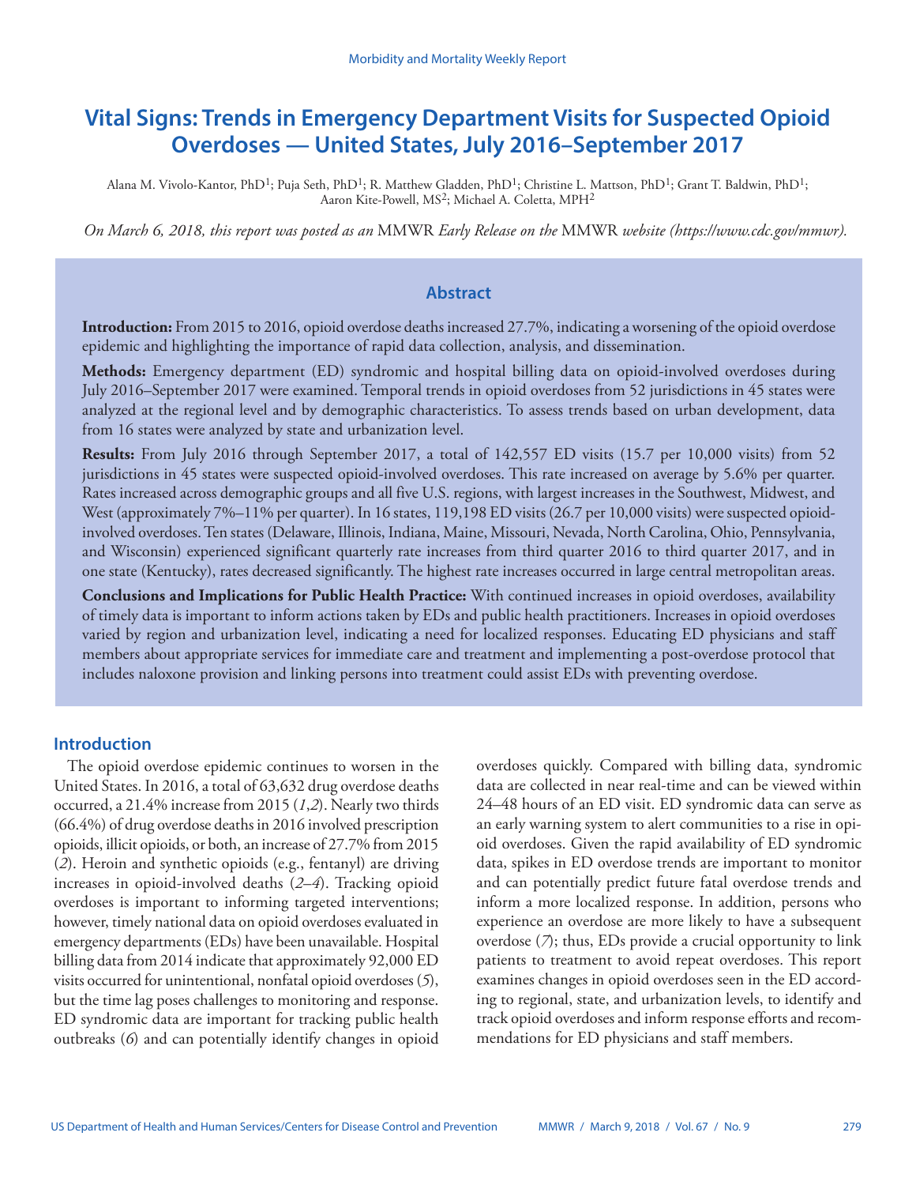# Vital Signs: Trends in Emergency Department Visits for Suspected Opioid Overdoses — United States, July 2016–September 2017

Alana M. Vivolo-Kantor, PhD[1]; Puja Seth, PhD[1]; R. Matthew Gladden, PhD[1]; Christine L. Mattson, PhD[1]; Grant T. Baldwin, PhD[1]; Aaron Kite-Powell, MS[2]; Michael A. Coletta, MPH[2]

*On March 6, 2018, this report was posted as an* MMWR *Early Release on the* MMWR *website (https://www.cdc.gov/mmwr).*

## Abstract

**Introduction:** From 2015 to 2016, opioid overdose deaths increased 27.7%, indicating a worsening of the opioid overdose epidemic and highlighting the importance of rapid data collection, analysis, and dissemination.

**Methods:** Emergency department (ED) syndromic and hospital billing data on opioid-involved overdoses during July 2016–September 2017 were examined. Temporal trends in opioid overdoses from 52 jurisdictions in 45 states were analyzed at the regional level and by demographic characteristics. To assess trends based on urban development, data from 16 states were analyzed by state and urbanization level.

**Results:** From July 2016 through September 2017, a total of 142,557 ED visits (15.7 per 10,000 visits) from 52 jurisdictions in 45 states were suspected opioid-involved overdoses. This rate increased on average by 5.6% per quarter. Rates increased across demographic groups and all five U.S. regions, with largest increases in the Southwest, Midwest, and West (approximately 7%–11% per quarter). In 16 states, 119,198 ED visits (26.7 per 10,000 visits) were suspected opioid-involved overdoses. Ten states (Delaware, Illinois, Indiana, Maine, Missouri, Nevada, North Carolina, Ohio, Pennsylvania, and Wisconsin) experienced significant quarterly rate increases from third quarter 2016 to third quarter 2017, and in one state (Kentucky), rates decreased significantly. The highest rate increases occurred in large central metropolitan areas.

**Conclusions and Implications for Public Health Practice:** With continued increases in opioid overdoses, availability of timely data is important to inform actions taken by EDs and public health practitioners. Increases in opioid overdoses varied by region and urbanization level, indicating a need for localized responses. Educating ED physicians and staff members about appropriate services for immediate care and treatment and implementing a post-overdose protocol that includes naloxone provision and linking persons into treatment could assist EDs with preventing overdose.

## Introduction

The opioid overdose epidemic continues to worsen in the United States. In 2016, a total of 63,632 drug overdose deaths occurred, a 21.4% increase from 2015 (*1*,*2*). Nearly two thirds (66.4%) of drug overdose deaths in 2016 involved prescription opioids, illicit opioids, or both, an increase of 27.7% from 2015 (*2*). Heroin and synthetic opioids (e.g., fentanyl) are driving increases in opioid-involved deaths (*2*–*4*). Tracking opioid overdoses is important to informing targeted interventions; however, timely national data on opioid overdoses evaluated in emergency departments (EDs) have been unavailable. Hospital billing data from 2014 indicate that approximately 92,000 ED visits occurred for unintentional, nonfatal opioid overdoses (*5*), but the time lag poses challenges to monitoring and response. ED syndromic data are important for tracking public health outbreaks (*6*) and can potentially identify changes in opioid overdoses quickly. Compared with billing data, syndromic data are collected in near real-time and can be viewed within 24–48 hours of an ED visit. ED syndromic data can serve as an early warning system to alert communities to a rise in opioid overdoses. Given the rapid availability of ED syndromic data, spikes in ED overdose trends are important to monitor and can potentially predict future fatal overdose trends and inform a more localized response. In addition, persons who experience an overdose are more likely to have a subsequent overdose (*7*); thus, EDs provide a crucial opportunity to link patients to treatment to avoid repeat overdoses. This report examines changes in opioid overdoses seen in the ED according to regional, state, and urbanization levels, to identify and track opioid overdoses and inform response efforts and recommendations for ED physicians and staff members.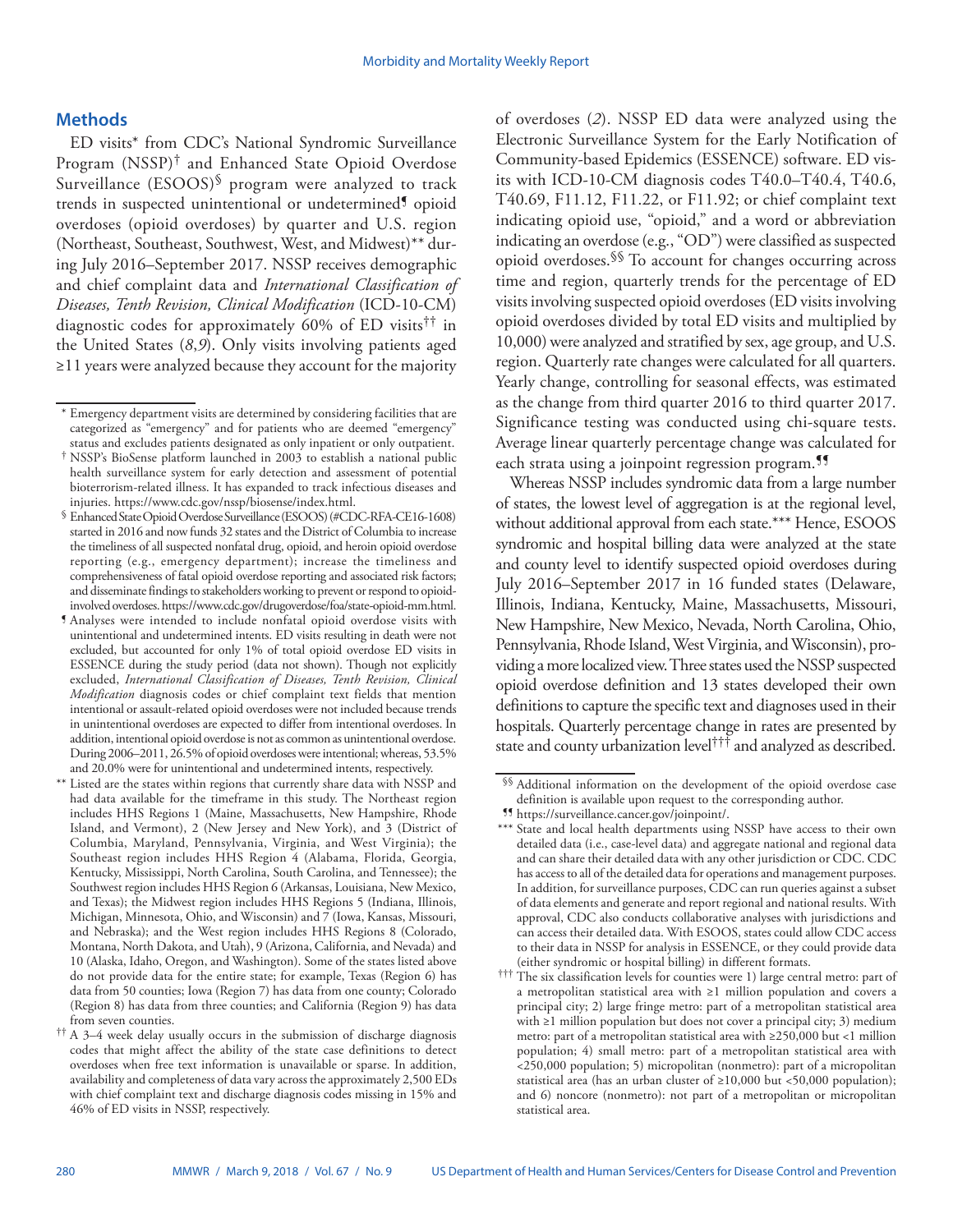## Methods

ED visits* from CDC's National Syndromic Surveillance Program (NSSP)† and Enhanced State Opioid Overdose Surveillance (ESOOS)§ program were analyzed to track trends in suspected unintentional or undetermined¶ opioid overdoses (opioid overdoses) by quarter and U.S. region (Northeast, Southeast, Southwest, West, and Midwest)** during July 2016–September 2017. NSSP receives demographic and chief complaint data and *International Classification of Diseases, Tenth Revision, Clinical Modification* (ICD-10-CM) diagnostic codes for approximately 60% of ED visits†† in the United States (*8*,*9*). Only visits involving patients aged ≥11 years were analyzed because they account for the majority of overdoses (*2*). NSSP ED data were analyzed using the Electronic Surveillance System for the Early Notification of Community-based Epidemics (ESSENCE) software. ED visits with ICD-10-CM diagnosis codes T40.0–T40.4, T40.6, T40.69, F11.12, F11.22, or F11.92; or chief complaint text indicating opioid use, "opioid," and a word or abbreviation indicating an overdose (e.g., "OD") were classified as suspected opioid overdoses.§§ To account for changes occurring across time and region, quarterly trends for the percentage of ED visits involving suspected opioid overdoses (ED visits involving opioid overdoses divided by total ED visits and multiplied by 10,000) were analyzed and stratified by sex, age group, and U.S. region. Quarterly rate changes were calculated for all quarters. Yearly change, controlling for seasonal effects, was estimated as the change from third quarter 2016 to third quarter 2017. Significance testing was conducted using chi-square tests. Average linear quarterly percentage change was calculated for each strata using a joinpoint regression program.¶¶

Whereas NSSP includes syndromic data from a large number of states, the lowest level of aggregation is at the regional level, without additional approval from each state.*** Hence, ESOOS syndromic and hospital billing data were analyzed at the state and county level to identify suspected opioid overdoses during July 2016–September 2017 in 16 funded states (Delaware, Illinois, Indiana, Kentucky, Maine, Massachusetts, Missouri, New Hampshire, New Mexico, Nevada, North Carolina, Ohio, Pennsylvania, Rhode Island, West Virginia, and Wisconsin), providing a more localized view. Three states used the NSSP suspected opioid overdose definition and 13 states developed their own definitions to capture the specific text and diagnoses used in their hospitals. Quarterly percentage change in rates are presented by state and county urbanization level††† and analyzed as described.

---

\* Emergency department visits are determined by considering facilities that are categorized as "emergency" and for patients who are deemed "emergency" status and excludes patients designated as only inpatient or only outpatient.

† NSSP's BioSense platform launched in 2003 to establish a national public health surveillance system for early detection and assessment of potential bioterrorism-related illness. It has expanded to track infectious diseases and injuries. https://www.cdc.gov/nssp/biosense/index.html.

§ Enhanced State Opioid Overdose Surveillance (ESOOS) (#CDC-RFA-CE16-1608) started in 2016 and now funds 32 states and the District of Columbia to increase the timeliness of all suspected nonfatal drug, opioid, and heroin opioid overdose reporting (e.g., emergency department); increase the timeliness and comprehensiveness of fatal opioid overdose reporting and associated risk factors; and disseminate findings to stakeholders working to prevent or respond to opioid-involved overdoses. https://www.cdc.gov/drugoverdose/foa/state-opioid-mm.html.

¶ Analyses were intended to include nonfatal opioid overdose visits with unintentional and undetermined intents. ED visits resulting in death were not excluded, but accounted for only 1% of total opioid overdose ED visits in ESSENCE during the study period (data not shown). Though not explicitly excluded, *International Classification of Diseases, Tenth Revision, Clinical Modification* diagnosis codes or chief complaint text fields that mention intentional or assault-related opioid overdoses were not included because trends in unintentional overdoses are expected to differ from intentional overdoses. In addition, intentional opioid overdose is not as common as unintentional overdose. During 2006–2011, 26.5% of opioid overdoses were intentional; whereas, 53.5% and 20.0% were for unintentional and undetermined intents, respectively.

\*\* Listed are the states within regions that currently share data with NSSP and had data available for the timeframe in this study. The Northeast region includes HHS Regions 1 (Maine, Massachusetts, New Hampshire, Rhode Island, and Vermont), 2 (New Jersey and New York), and 3 (District of Columbia, Maryland, Pennsylvania, Virginia, and West Virginia); the Southeast region includes HHS Region 4 (Alabama, Florida, Georgia, Kentucky, Mississippi, North Carolina, South Carolina, and Tennessee); the Southwest region includes HHS Region 6 (Arkansas, Louisiana, New Mexico, and Texas); the Midwest region includes HHS Regions 5 (Indiana, Illinois, Michigan, Minnesota, Ohio, and Wisconsin) and 7 (Iowa, Kansas, Missouri, and Nebraska); and the West region includes HHS Regions 8 (Colorado, Montana, North Dakota, and Utah), 9 (Arizona, California, and Nevada) and 10 (Alaska, Idaho, Oregon, and Washington). Some of the states listed above do not provide data for the entire state; for example, Texas (Region 6) has data from 50 counties; Iowa (Region 7) has data from one county; Colorado (Region 8) has data from three counties; and California (Region 9) has data from seven counties.

†† A 3–4 week delay usually occurs in the submission of discharge diagnosis codes that might affect the ability of the state case definitions to detect overdoses when free text information is unavailable or sparse. In addition, availability and completeness of data vary across the approximately 2,500 EDs with chief complaint text and discharge diagnosis codes missing in 15% and 46% of ED visits in NSSP, respectively.

§§ Additional information on the development of the opioid overdose case definition is available upon request to the corresponding author.

¶¶ https://surveillance.cancer.gov/joinpoint/.

\*\*\* State and local health departments using NSSP have access to their own detailed data (i.e., case-level data) and aggregate national and regional data and can share their detailed data with any other jurisdiction or CDC. CDC has access to all of the detailed data for operations and management purposes. In addition, for surveillance purposes, CDC can run queries against a subset of data elements and generate and report regional and national results. With approval, CDC also conducts collaborative analyses with jurisdictions and can access their detailed data. With ESOOS, states could allow CDC access to their data in NSSP for analysis in ESSENCE, or they could provide data (either syndromic or hospital billing) in different formats.

††† The six classification levels for counties were 1) large central metro: part of a metropolitan statistical area with ≥1 million population and covers a principal city; 2) large fringe metro: part of a metropolitan statistical area with ≥1 million population but does not cover a principal city; 3) medium metro: part of a metropolitan statistical area with ≥250,000 but <1 million population; 4) small metro: part of a metropolitan statistical area with <250,000 population; 5) micropolitan (nonmetro): part of a micropolitan statistical area (has an urban cluster of ≥10,000 but <50,000 population); and 6) noncore (nonmetro): not part of a metropolitan or micropolitan statistical area.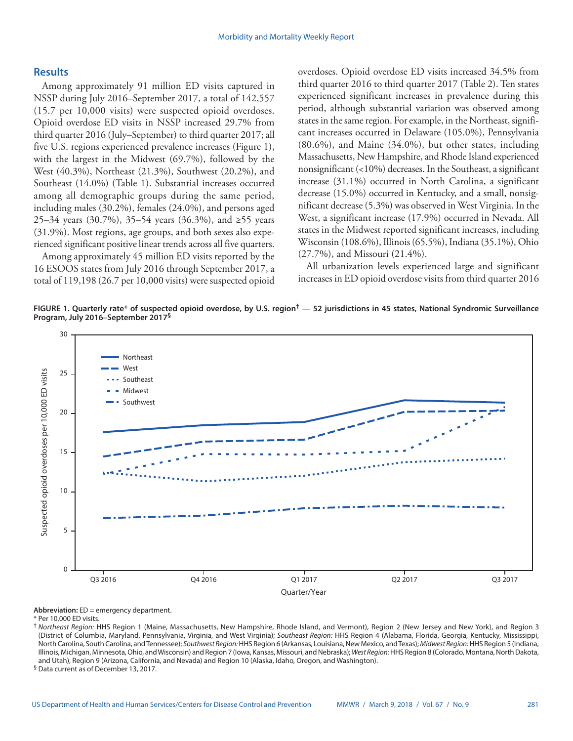## Results

Among approximately 91 million ED visits captured in NSSP during July 2016–September 2017, a total of 142,557 (15.7 per 10,000 visits) were suspected opioid overdoses. Opioid overdose ED visits in NSSP increased 29.7% from third quarter 2016 (July–September) to third quarter 2017; all five U.S. regions experienced prevalence increases (Figure 1), with the largest in the Midwest (69.7%), followed by the West (40.3%), Northeast (21.3%), Southwest (20.2%), and Southeast (14.0%) (Table 1). Substantial increases occurred among all demographic groups during the same period, including males (30.2%), females (24.0%), and persons aged 25–34 years (30.7%), 35–54 years (36.3%), and ≥55 years (31.9%). Most regions, age groups, and both sexes also experienced significant positive linear trends across all five quarters.

Among approximately 45 million ED visits reported by the 16 ESOOS states from July 2016 through September 2017, a total of 119,198 (26.7 per 10,000 visits) were suspected opioid overdoses. Opioid overdose ED visits increased 34.5% from third quarter 2016 to third quarter 2017 (Table 2). Ten states experienced significant increases in prevalence during this period, although substantial variation was observed among states in the same region. For example, in the Northeast, significant increases occurred in Delaware (105.0%), Pennsylvania (80.6%), and Maine (34.0%), but other states, including Massachusetts, New Hampshire, and Rhode Island experienced nonsignificant (<10%) decreases. In the Southeast, a significant increase (31.1%) occurred in North Carolina, a significant decrease (15.0%) occurred in Kentucky, and a small, nonsignificant decrease (5.3%) was observed in West Virginia. In the West, a significant increase (17.9%) occurred in Nevada. All states in the Midwest reported significant increases, including Wisconsin (108.6%), Illinois (65.5%), Indiana (35.1%), Ohio (27.7%), and Missouri (21.4%).

All urbanization levels experienced large and significant increases in ED opioid overdose visits from third quarter 2016

**FIGURE 1. Quarterly rate* of suspected opioid overdose, by U.S. region† — 52 jurisdictions in 45 states, National Syndromic Surveillance Program, July 2016–September 2017§**

**Abbreviation:** ED = emergency department.

\* Per 10,000 ED visits.

† *Northeast Region:* HHS Region 1 (Maine, Massachusetts, New Hampshire, Rhode Island, and Vermont), Region 2 (New Jersey and New York), and Region 3 (District of Columbia, Maryland, Pennsylvania, Virginia, and West Virginia); *Southeast Region:* HHS Region 4 (Alabama, Florida, Georgia, Kentucky, Mississippi, North Carolina, South Carolina, and Tennessee); *Southwest Region:* HHS Region 6 (Arkansas, Louisiana, New Mexico, and Texas); *Midwest Region:* HHS Region 5 (Indiana, Illinois, Michigan, Minnesota, Ohio, and Wisconsin) and Region 7 (Iowa, Kansas, Missouri, and Nebraska); *West Region:* HHS Region 8 (Colorado, Montana, North Dakota, and Utah), Region 9 (Arizona, California, and Nevada) and Region 10 (Alaska, Idaho, Oregon, and Washington).

§ Data current as of December 13, 2017.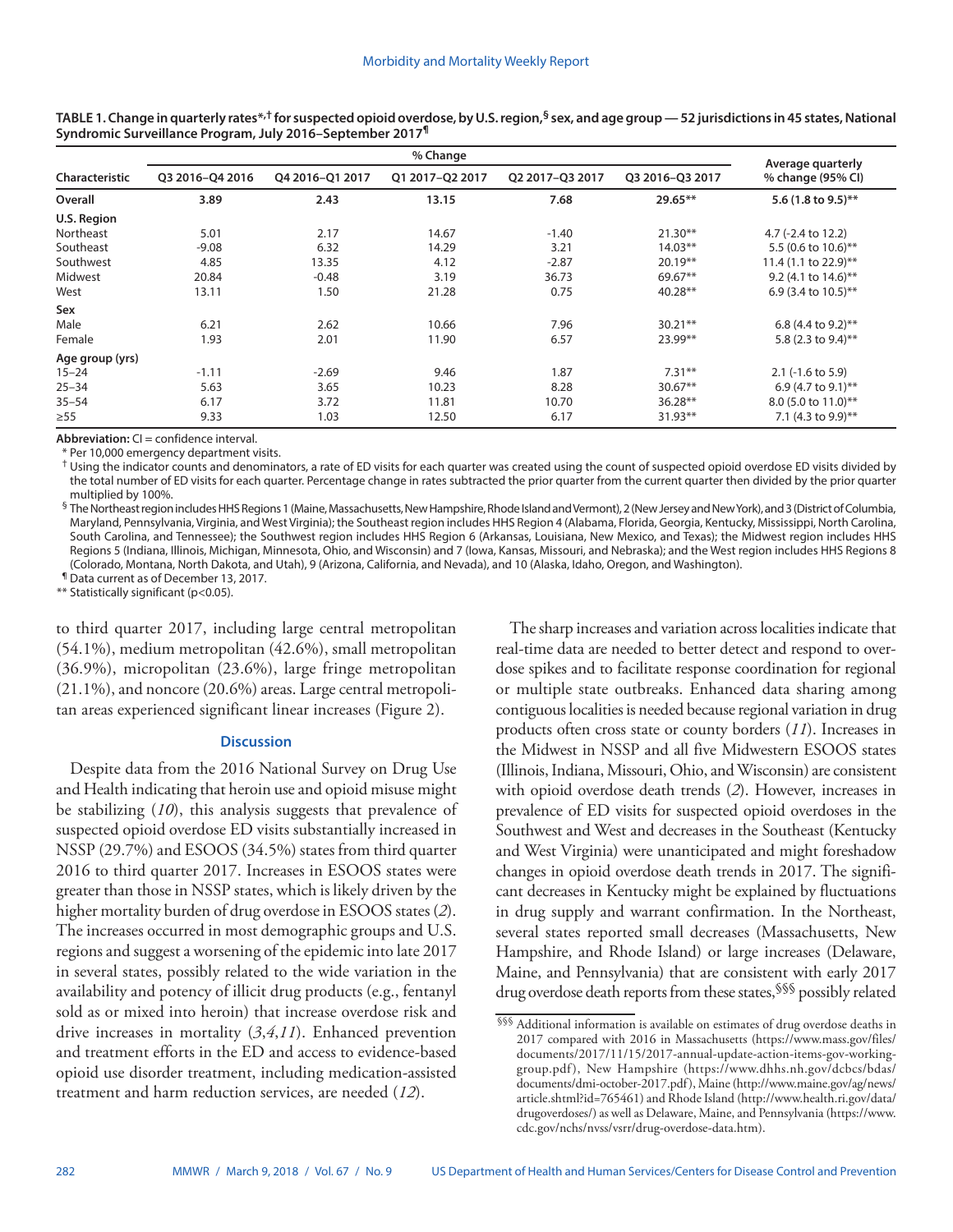**TABLE 1. Change in quarterly rates\*,† for suspected opioid overdose, by U.S. region,§ sex, and age group — 52 jurisdictions in 45 states, National Syndromic Surveillance Program, July 2016–September 2017¶**

| Characteristic | % Change | | | | | Average quarterly % change (95% CI) |
|---|---|---|---|---|---|---|
| | Q3 2016–Q4 2016 | Q4 2016–Q1 2017 | Q1 2017–Q2 2017 | Q2 2017–Q3 2017 | Q3 2016–Q3 2017 | |
| **Overall** | **3.89** | **2.43** | **13.15** | **7.68** | **29.65\*\*** | **5.6 (1.8 to 9.5)\*\*** |
| **U.S. Region** | | | | | | |
| Northeast | 5.01 | 2.17 | 14.67 | -1.40 | 21.30\*\* | 4.7 (-2.4 to 12.2) |
| Southeast | -9.08 | 6.32 | 14.29 | 3.21 | 14.03\*\* | 5.5 (0.6 to 10.6)\*\* |
| Southwest | 4.85 | 13.35 | 4.12 | -2.87 | 20.19\*\* | 11.4 (1.1 to 22.9)\*\* |
| Midwest | 20.84 | -0.48 | 3.19 | 36.73 | 69.67\*\* | 9.2 (4.1 to 14.6)\*\* |
| West | 13.11 | 1.50 | 21.28 | 0.75 | 40.28\*\* | 6.9 (3.4 to 10.5)\*\* |
| **Sex** | | | | | | |
| Male | 6.21 | 2.62 | 10.66 | 7.96 | 30.21\*\* | 6.8 (4.4 to 9.2)\*\* |
| Female | 1.93 | 2.01 | 11.90 | 6.57 | 23.99\*\* | 5.8 (2.3 to 9.4)\*\* |
| **Age group (yrs)** | | | | | | |
| 15–24 | -1.11 | -2.69 | 9.46 | 1.87 | 7.31\*\* | 2.1 (-1.6 to 5.9) |
| 25–34 | 5.63 | 3.65 | 10.23 | 8.28 | 30.67\*\* | 6.9 (4.7 to 9.1)\*\* |
| 35–54 | 6.17 | 3.72 | 11.81 | 10.70 | 36.28\*\* | 8.0 (5.0 to 11.0)\*\* |
| ≥55 | 9.33 | 1.03 | 12.50 | 6.17 | 31.93\*\* | 7.1 (4.3 to 9.9)\*\* |

**Abbreviation:** CI = confidence interval.

\* Per 10,000 emergency department visits.

† Using the indicator counts and denominators, a rate of ED visits for each quarter was created using the count of suspected opioid overdose ED visits divided by the total number of ED visits for each quarter. Percentage change in rates subtracted the prior quarter from the current quarter then divided by the prior quarter multiplied by 100%.

§ The Northeast region includes HHS Regions 1 (Maine, Massachusetts, New Hampshire, Rhode Island and Vermont), 2 (New Jersey and New York), and 3 (District of Columbia, Maryland, Pennsylvania, Virginia, and West Virginia); the Southeast region includes HHS Region 4 (Alabama, Florida, Georgia, Kentucky, Mississippi, North Carolina, South Carolina, and Tennessee); the Southwest region includes HHS Region 6 (Arkansas, Louisiana, New Mexico, and Texas); the Midwest region includes HHS Regions 5 (Indiana, Illinois, Michigan, Minnesota, Ohio, and Wisconsin) and 7 (Iowa, Kansas, Missouri, and Nebraska); and the West region includes HHS Regions 8 (Colorado, Montana, North Dakota, and Utah), 9 (Arizona, California, and Nevada), and 10 (Alaska, Idaho, Oregon, and Washington).

¶ Data current as of December 13, 2017.

\*\* Statistically significant (p<0.05).

to third quarter 2017, including large central metropolitan (54.1%), medium metropolitan (42.6%), small metropolitan (36.9%), micropolitan (23.6%), large fringe metropolitan (21.1%), and noncore (20.6%) areas. Large central metropolitan areas experienced significant linear increases (Figure 2).

## Discussion

Despite data from the 2016 National Survey on Drug Use and Health indicating that heroin use and opioid misuse might be stabilizing (*10*), this analysis suggests that prevalence of suspected opioid overdose ED visits substantially increased in NSSP (29.7%) and ESOOS (34.5%) states from third quarter 2016 to third quarter 2017. Increases in ESOOS states were greater than those in NSSP states, which is likely driven by the higher mortality burden of drug overdose in ESOOS states (*2*). The increases occurred in most demographic groups and U.S. regions and suggest a worsening of the epidemic into late 2017 in several states, possibly related to the wide variation in the availability and potency of illicit drug products (e.g., fentanyl sold as or mixed into heroin) that increase overdose risk and drive increases in mortality (*3*,*4*,*11*). Enhanced prevention and treatment efforts in the ED and access to evidence-based opioid use disorder treatment, including medication-assisted treatment and harm reduction services, are needed (*12*).

The sharp increases and variation across localities indicate that real-time data are needed to better detect and respond to overdose spikes and to facilitate response coordination for regional or multiple state outbreaks. Enhanced data sharing among contiguous localities is needed because regional variation in drug products often cross state or county borders (*11*). Increases in the Midwest in NSSP and all five Midwestern ESOOS states (Illinois, Indiana, Missouri, Ohio, and Wisconsin) are consistent with opioid overdose death trends (*2*). However, increases in prevalence of ED visits for suspected opioid overdoses in the Southwest and West and decreases in the Southeast (Kentucky and West Virginia) were unanticipated and might foreshadow changes in opioid overdose death trends in 2017. The significant decreases in Kentucky might be explained by fluctuations in drug supply and warrant confirmation. In the Northeast, several states reported small decreases (Massachusetts, New Hampshire, and Rhode Island) or large increases (Delaware, Maine, and Pennsylvania) that are consistent with early 2017 drug overdose death reports from these states,§§§ possibly related

§§§ Additional information is available on estimates of drug overdose deaths in 2017 compared with 2016 in Massachusetts (https://www.mass.gov/files/documents/2017/11/15/2017-annual-update-action-items-gov-working-group.pdf), New Hampshire (https://www.dhhs.nh.gov/dcbcs/bdas/documents/dmi-october-2017.pdf), Maine (http://www.maine.gov/ag/news/article.shtml?id=765461) and Rhode Island (http://www.health.ri.gov/data/drugoverdoses/) as well as Delaware, Maine, and Pennsylvania (https://www.cdc.gov/nchs/nvss/vsrr/drug-overdose-data.htm).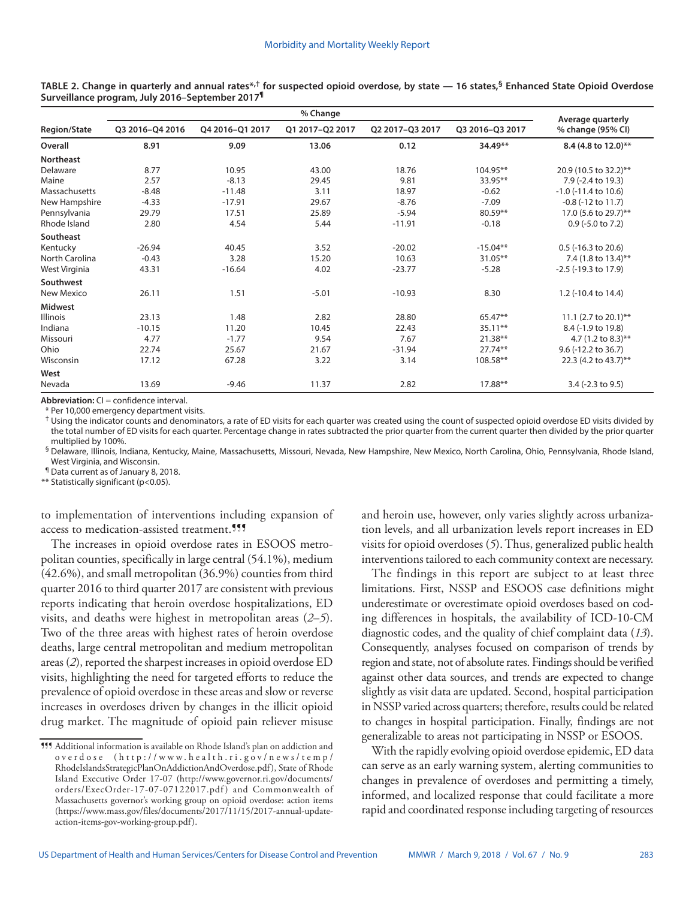**TABLE 2. Change in quarterly and annual rates*,† for suspected opioid overdose, by state — 16 states,§ Enhanced State Opioid Overdose Surveillance program, July 2016–September 2017¶**

| Region/State | % Change | | | | | Average quarterly % change (95% CI) |
|---|---|---|---|---|---|---|
| | Q3 2016–Q4 2016 | Q4 2016–Q1 2017 | Q1 2017–Q2 2017 | Q2 2017–Q3 2017 | Q3 2016–Q3 2017 | |
| **Overall** | **8.91** | **9.09** | **13.06** | **0.12** | **34.49**** | **8.4 (4.8 to 12.0)**** |
| **Northeast** | | | | | | |
| Delaware | 8.77 | 10.95 | 43.00 | 18.76 | 104.95** | 20.9 (10.5 to 32.2)** |
| Maine | 2.57 | -8.13 | 29.45 | 9.81 | 33.95** | 7.9 (-2.4 to 19.3) |
| Massachusetts | -8.48 | -11.48 | 3.11 | 18.97 | -0.62 | -1.0 (-11.4 to 10.6) |
| New Hampshire | -4.33 | -17.91 | 29.67 | -8.76 | -7.09 | -0.8 (-12 to 11.7) |
| Pennsylvania | 29.79 | 17.51 | 25.89 | -5.94 | 80.59** | 17.0 (5.6 to 29.7)** |
| Rhode Island | 2.80 | 4.54 | 5.44 | -11.91 | -0.18 | 0.9 (-5.0 to 7.2) |
| **Southeast** | | | | | | |
| Kentucky | -26.94 | 40.45 | 3.52 | -20.02 | -15.04** | 0.5 (-16.3 to 20.6) |
| North Carolina | -0.43 | 3.28 | 15.20 | 10.63 | 31.05** | 7.4 (1.8 to 13.4)** |
| West Virginia | 43.31 | -16.64 | 4.02 | -23.77 | -5.28 | -2.5 (-19.3 to 17.9) |
| **Southwest** | | | | | | |
| New Mexico | 26.11 | 1.51 | -5.01 | -10.93 | 8.30 | 1.2 (-10.4 to 14.4) |
| **Midwest** | | | | | | |
| Illinois | 23.13 | 1.48 | 2.82 | 28.80 | 65.47** | 11.1 (2.7 to 20.1)** |
| Indiana | -10.15 | 11.20 | 10.45 | 22.43 | 35.11** | 8.4 (-1.9 to 19.8) |
| Missouri | 4.77 | -1.77 | 9.54 | 7.67 | 21.38** | 4.7 (1.2 to 8.3)** |
| Ohio | 22.74 | 25.67 | 21.67 | -31.94 | 27.74** | 9.6 (-12.2 to 36.7) |
| Wisconsin | 17.12 | 67.28 | 3.22 | 3.14 | 108.58** | 22.3 (4.2 to 43.7)** |
| **West** | | | | | | |
| Nevada | 13.69 | -9.46 | 11.37 | 2.82 | 17.88** | 3.4 (-2.3 to 9.5) |

**Abbreviation:** CI = confidence interval.
\* Per 10,000 emergency department visits.
† Using the indicator counts and denominators, a rate of ED visits for each quarter was created using the count of suspected opioid overdose ED visits divided by the total number of ED visits for each quarter. Percentage change in rates subtracted the prior quarter from the current quarter then divided by the prior quarter multiplied by 100%.
§ Delaware, Illinois, Indiana, Kentucky, Maine, Massachusetts, Missouri, Nevada, New Hampshire, New Mexico, North Carolina, Ohio, Pennsylvania, Rhode Island, West Virginia, and Wisconsin.
¶ Data current as of January 8, 2018.
** Statistically significant (p<0.05).

to implementation of interventions including expansion of access to medication-assisted treatment.¶¶¶

The increases in opioid overdose rates in ESOOS metropolitan counties, specifically in large central (54.1%), medium (42.6%), and small metropolitan (36.9%) counties from third quarter 2016 to third quarter 2017 are consistent with previous reports indicating that heroin overdose hospitalizations, ED visits, and deaths were highest in metropolitan areas (*2*–*5*). Two of the three areas with highest rates of heroin overdose deaths, large central metropolitan and medium metropolitan areas (*2*), reported the sharpest increases in opioid overdose ED visits, highlighting the need for targeted efforts to reduce the prevalence of opioid overdose in these areas and slow or reverse increases in overdoses driven by changes in the illicit opioid drug market. The magnitude of opioid pain reliever misuse and heroin use, however, only varies slightly across urbanization levels, and all urbanization levels report increases in ED visits for opioid overdoses (*5*). Thus, generalized public health interventions tailored to each community context are necessary.

The findings in this report are subject to at least three limitations. First, NSSP and ESOOS case definitions might underestimate or overestimate opioid overdoses based on coding differences in hospitals, the availability of ICD-10-CM diagnostic codes, and the quality of chief complaint data (*13*). Consequently, analyses focused on comparison of trends by region and state, not of absolute rates. Findings should be verified against other data sources, and trends are expected to change slightly as visit data are updated. Second, hospital participation in NSSP varied across quarters; therefore, results could be related to changes in hospital participation. Finally, findings are not generalizable to areas not participating in NSSP or ESOOS.

With the rapidly evolving opioid overdose epidemic, ED data can serve as an early warning system, alerting communities to changes in prevalence of overdoses and permitting a timely, informed, and localized response that could facilitate a more rapid and coordinated response including targeting of resources

¶¶¶ Additional information is available on Rhode Island's plan on addiction and overdose (http://www.health.ri.gov/news/temp/RhodeIslandsStrategicPlanOnAddictionAndOverdose.pdf), State of Rhode Island Executive Order 17-07 (http://www.governor.ri.gov/documents/orders/ExecOrder-17-07-07122017.pdf) and Commonwealth of Massachusetts governor's working group on opioid overdose: action items (https://www.mass.gov/files/documents/2017/11/15/2017-annual-update-action-items-gov-working-group.pdf).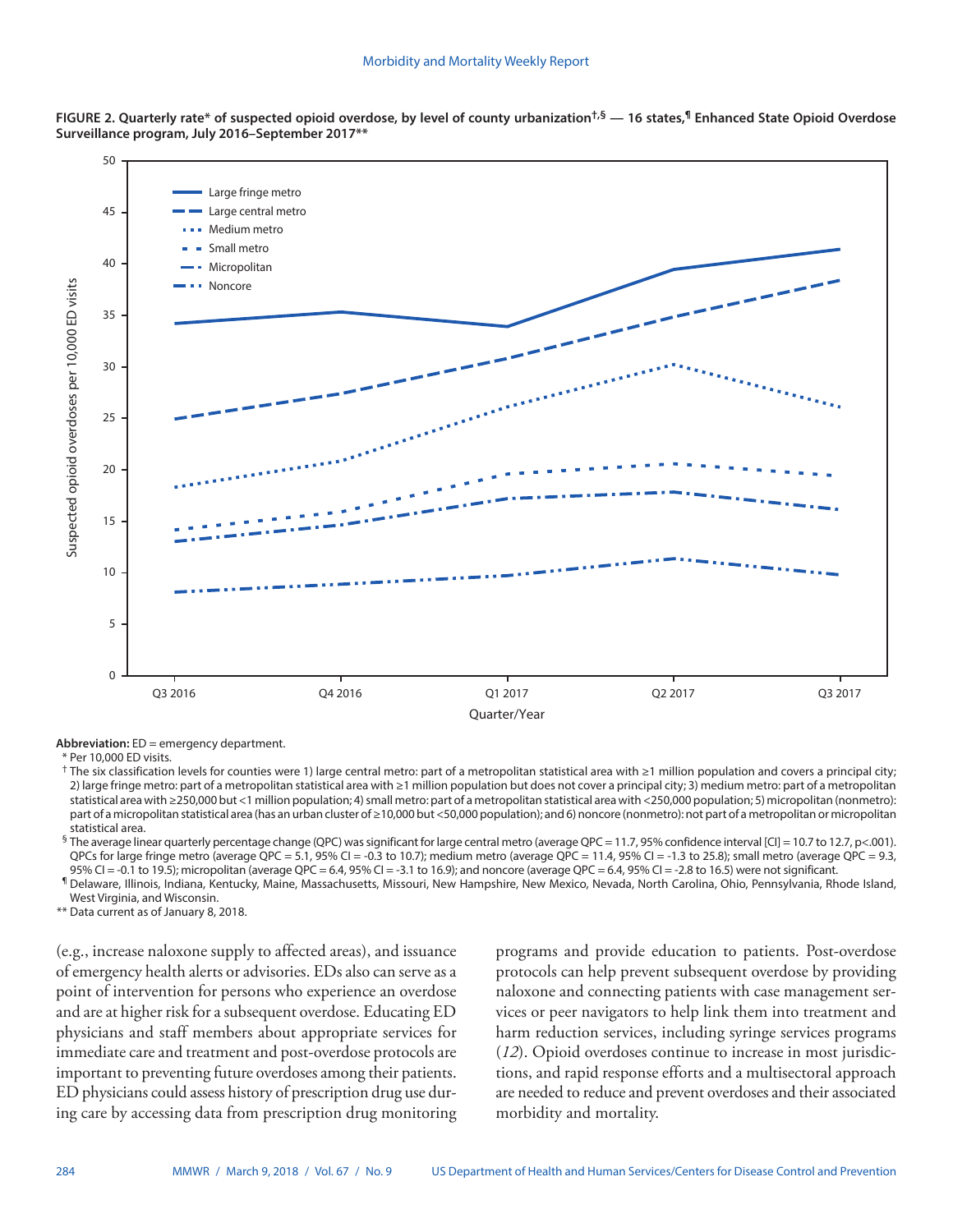**FIGURE 2. Quarterly rate* of suspected opioid overdose, by level of county urbanization†,§ — 16 states,¶ Enhanced State Opioid Overdose Surveillance program, July 2016–September 2017****

**Abbreviation:** ED = emergency department.

\* Per 10,000 ED visits.

† The six classification levels for counties were 1) large central metro: part of a metropolitan statistical area with ≥1 million population and covers a principal city; 2) large fringe metro: part of a metropolitan statistical area with ≥1 million population but does not cover a principal city; 3) medium metro: part of a metropolitan statistical area with ≥250,000 but <1 million population; 4) small metro: part of a metropolitan statistical area with <250,000 population; 5) micropolitan (nonmetro): part of a micropolitan statistical area (has an urban cluster of ≥10,000 but <50,000 population); and 6) noncore (nonmetro): not part of a metropolitan or micropolitan statistical area.

§ The average linear quarterly percentage change (QPC) was significant for large central metro (average QPC = 11.7, 95% confidence interval [CI] = 10.7 to 12.7, p<.001). QPCs for large fringe metro (average QPC = 5.1, 95% CI = -0.3 to 10.7); medium metro (average QPC = 11.4, 95% CI = -1.3 to 25.8); small metro (average QPC = 9.3, 95% CI = -0.1 to 19.5); micropolitan (average QPC = 6.4, 95% CI = -3.1 to 16.9); and noncore (average QPC = 6.4, 95% CI = -2.8 to 16.5) were not significant.

¶ Delaware, Illinois, Indiana, Kentucky, Maine, Massachusetts, Missouri, New Hampshire, New Mexico, Nevada, North Carolina, Ohio, Pennsylvania, Rhode Island, West Virginia, and Wisconsin.

** Data current as of January 8, 2018.

(e.g., increase naloxone supply to affected areas), and issuance of emergency health alerts or advisories. EDs also can serve as a point of intervention for persons who experience an overdose and are at higher risk for a subsequent overdose. Educating ED physicians and staff members about appropriate services for immediate care and treatment and post-overdose protocols are important to preventing future overdoses among their patients. ED physicians could assess history of prescription drug use during care by accessing data from prescription drug monitoring programs and provide education to patients. Post-overdose protocols can help prevent subsequent overdose by providing naloxone and connecting patients with case management services or peer navigators to help link them into treatment and harm reduction services, including syringe services programs (*12*). Opioid overdoses continue to increase in most jurisdictions, and rapid response efforts and a multisectoral approach are needed to reduce and prevent overdoses and their associated morbidity and mortality.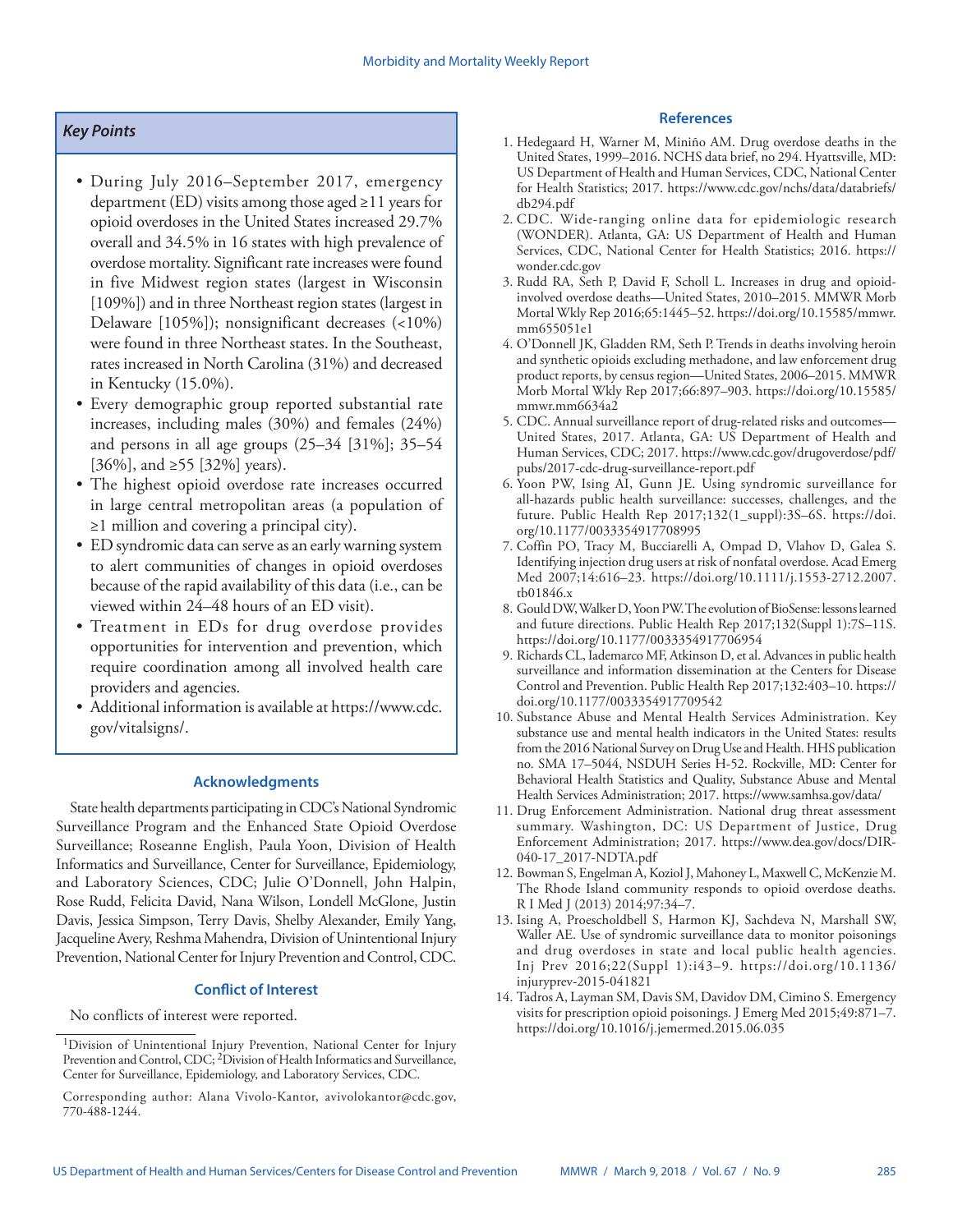## *Key Points*

- During July 2016–September 2017, emergency department (ED) visits among those aged ≥11 years for opioid overdoses in the United States increased 29.7% overall and 34.5% in 16 states with high prevalence of overdose mortality. Significant rate increases were found in five Midwest region states (largest in Wisconsin [109%]) and in three Northeast region states (largest in Delaware [105%]); nonsignificant decreases (<10%) were found in three Northeast states. In the Southeast, rates increased in North Carolina (31%) and decreased in Kentucky (15.0%).
- Every demographic group reported substantial rate increases, including males (30%) and females (24%) and persons in all age groups (25–34 [31%]; 35–54 [36%], and ≥55 [32%] years).
- The highest opioid overdose rate increases occurred in large central metropolitan areas (a population of ≥1 million and covering a principal city).
- ED syndromic data can serve as an early warning system to alert communities of changes in opioid overdoses because of the rapid availability of this data (i.e., can be viewed within 24–48 hours of an ED visit).
- Treatment in EDs for drug overdose provides opportunities for intervention and prevention, which require coordination among all involved health care providers and agencies.
- Additional information is available at https://www.cdc.gov/vitalsigns/.

### Acknowledgments

State health departments participating in CDC's National Syndromic Surveillance Program and the Enhanced State Opioid Overdose Surveillance; Roseanne English, Paula Yoon, Division of Health Informatics and Surveillance, Center for Surveillance, Epidemiology, and Laboratory Sciences, CDC; Julie O'Donnell, John Halpin, Rose Rudd, Felicita David, Nana Wilson, Londell McGlone, Justin Davis, Jessica Simpson, Terry Davis, Shelby Alexander, Emily Yang, Jacqueline Avery, Reshma Mahendra, Division of Unintentional Injury Prevention, National Center for Injury Prevention and Control, CDC.

### Conflict of Interest

No conflicts of interest were reported.

[1]Division of Unintentional Injury Prevention, National Center for Injury Prevention and Control, CDC; [2]Division of Health Informatics and Surveillance, Center for Surveillance, Epidemiology, and Laboratory Services, CDC.

Corresponding author: Alana Vivolo-Kantor, avivolokantor@cdc.gov, 770-488-1244.

### References

1. Hedegaard H, Warner M, Miniño AM. Drug overdose deaths in the United States, 1999–2016. NCHS data brief, no 294. Hyattsville, MD: US Department of Health and Human Services, CDC, National Center for Health Statistics; 2017. https://www.cdc.gov/nchs/data/databriefs/db294.pdf
2. CDC. Wide-ranging online data for epidemiologic research (WONDER). Atlanta, GA: US Department of Health and Human Services, CDC, National Center for Health Statistics; 2016. https://wonder.cdc.gov
3. Rudd RA, Seth P, David F, Scholl L. Increases in drug and opioid-involved overdose deaths—United States, 2010–2015. MMWR Morb Mortal Wkly Rep 2016;65:1445–52. https://doi.org/10.15585/mmwr.mm655051e1
4. O'Donnell JK, Gladden RM, Seth P. Trends in deaths involving heroin and synthetic opioids excluding methadone, and law enforcement drug product reports, by census region—United States, 2006–2015. MMWR Morb Mortal Wkly Rep 2017;66:897–903. https://doi.org/10.15585/mmwr.mm6634a2
5. CDC. Annual surveillance report of drug-related risks and outcomes—United States, 2017. Atlanta, GA: US Department of Health and Human Services, CDC; 2017. https://www.cdc.gov/drugoverdose/pdf/pubs/2017-cdc-drug-surveillance-report.pdf
6. Yoon PW, Ising AI, Gunn JE. Using syndromic surveillance for all-hazards public health surveillance: successes, challenges, and the future. Public Health Rep 2017;132(1_suppl):3S–6S. https://doi.org/10.1177/0033354917708995
7. Coffin PO, Tracy M, Bucciarelli A, Ompad D, Vlahov D, Galea S. Identifying injection drug users at risk of nonfatal overdose. Acad Emerg Med 2007;14:616–23. https://doi.org/10.1111/j.1553-2712.2007.tb01846.x
8. Gould DW, Walker D, Yoon PW. The evolution of BioSense: lessons learned and future directions. Public Health Rep 2017;132(Suppl 1):7S–11S. https://doi.org/10.1177/0033354917706954
9. Richards CL, Iademarco MF, Atkinson D, et al. Advances in public health surveillance and information dissemination at the Centers for Disease Control and Prevention. Public Health Rep 2017;132:403–10. https://doi.org/10.1177/0033354917709542
10. Substance Abuse and Mental Health Services Administration. Key substance use and mental health indicators in the United States: results from the 2016 National Survey on Drug Use and Health. HHS publication no. SMA 17–5044, NSDUH Series H-52. Rockville, MD: Center for Behavioral Health Statistics and Quality, Substance Abuse and Mental Health Services Administration; 2017. https://www.samhsa.gov/data/
11. Drug Enforcement Administration. National drug threat assessment summary. Washington, DC: US Department of Justice, Drug Enforcement Administration; 2017. https://www.dea.gov/docs/DIR-040-17_2017-NDTA.pdf
12. Bowman S, Engelman A, Koziol J, Mahoney L, Maxwell C, McKenzie M. The Rhode Island community responds to opioid overdose deaths. R I Med J (2013) 2014;97:34–7.
13. Ising A, Proescholdbell S, Harmon KJ, Sachdeva N, Marshall SW, Waller AE. Use of syndromic surveillance data to monitor poisonings and drug overdoses in state and local public health agencies. Inj Prev 2016;22(Suppl 1):i43–9. https://doi.org/10.1136/injuryprev-2015-041821
14. Tadros A, Layman SM, Davis SM, Davidov DM, Cimino S. Emergency visits for prescription opioid poisonings. J Emerg Med 2015;49:871–7. https://doi.org/10.1016/j.jemermed.2015.06.035